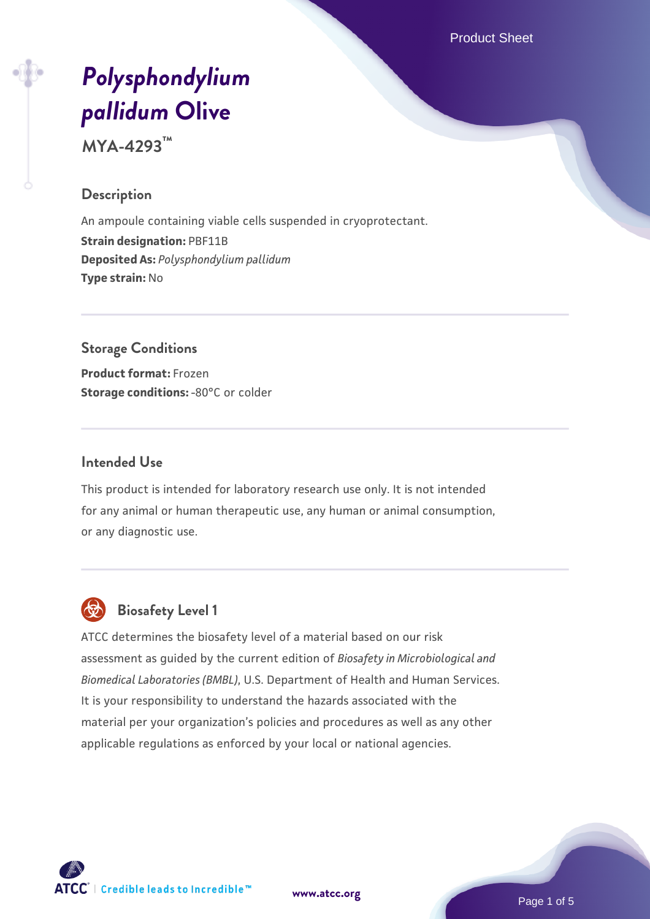# *Polysphondylium pallidum* Olive

**MYA-4293™**

## Description

An ampoule containing viable cells suspended in cryoprotectant.

**Strain designation:** PBF11B

**Deposited As:** *Polysphondylium pallidum*

**Type strain:** No

## Storage Conditions

**Product format:** Frozen

**Storage conditions:** -80°C or colder

## Intended Use

This product is intended for laboratory research use only. It is not intended for any animal or human therapeutic use, any human or animal consumption, or any diagnostic use.

## Biosafety Level 1

ATCC determines the biosafety level of a material based on our risk assessment as guided by the current edition of *Biosafety in Microbiological and Biomedical Laboratories (BMBL)*, U.S. Department of Health and Human Services. It is your responsibility to understand the hazards associated with the material per your organization's policies and procedures as well as any other applicable regulations as enforced by your local or national agencies.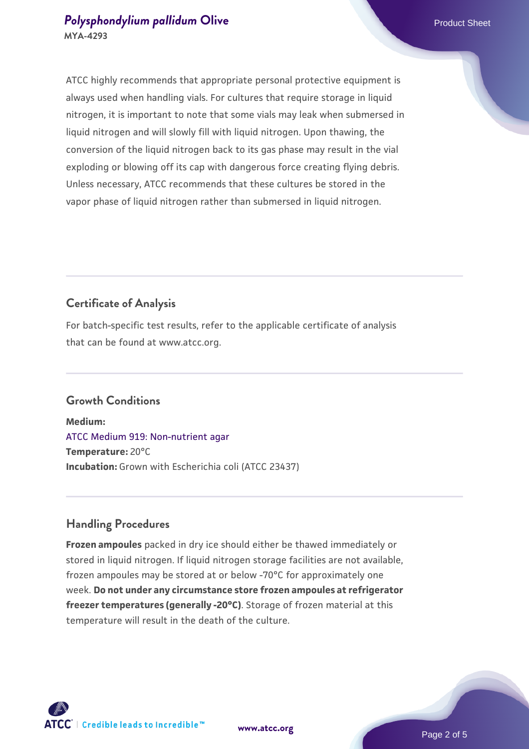ATCC highly recommends that appropriate personal protective equipment is always used when handling vials. For cultures that require storage in liquid nitrogen, it is important to note that some vials may leak when submersed in liquid nitrogen and will slowly fill with liquid nitrogen. Upon thawing, the conversion of the liquid nitrogen back to its gas phase may result in the vial exploding or blowing off its cap with dangerous force creating flying debris. Unless necessary, ATCC recommends that these cultures be stored in the vapor phase of liquid nitrogen rather than submersed in liquid nitrogen.

## Certificate of Analysis

For batch-specific test results, refer to the applicable certificate of analysis that can be found at www.atcc.org.

## Growth Conditions

**Medium:**
ATCC Medium 919: Non-nutrient agar
**Temperature:** 20°C
**Incubation:** Grown with Escherichia coli (ATCC 23437)

## Handling Procedures

**Frozen ampoules** packed in dry ice should either be thawed immediately or stored in liquid nitrogen. If liquid nitrogen storage facilities are not available, frozen ampoules may be stored at or below -70°C for approximately one week. **Do not under any circumstance store frozen ampoules at refrigerator freezer temperatures (generally -20°C)**. Storage of frozen material at this temperature will result in the death of the culture.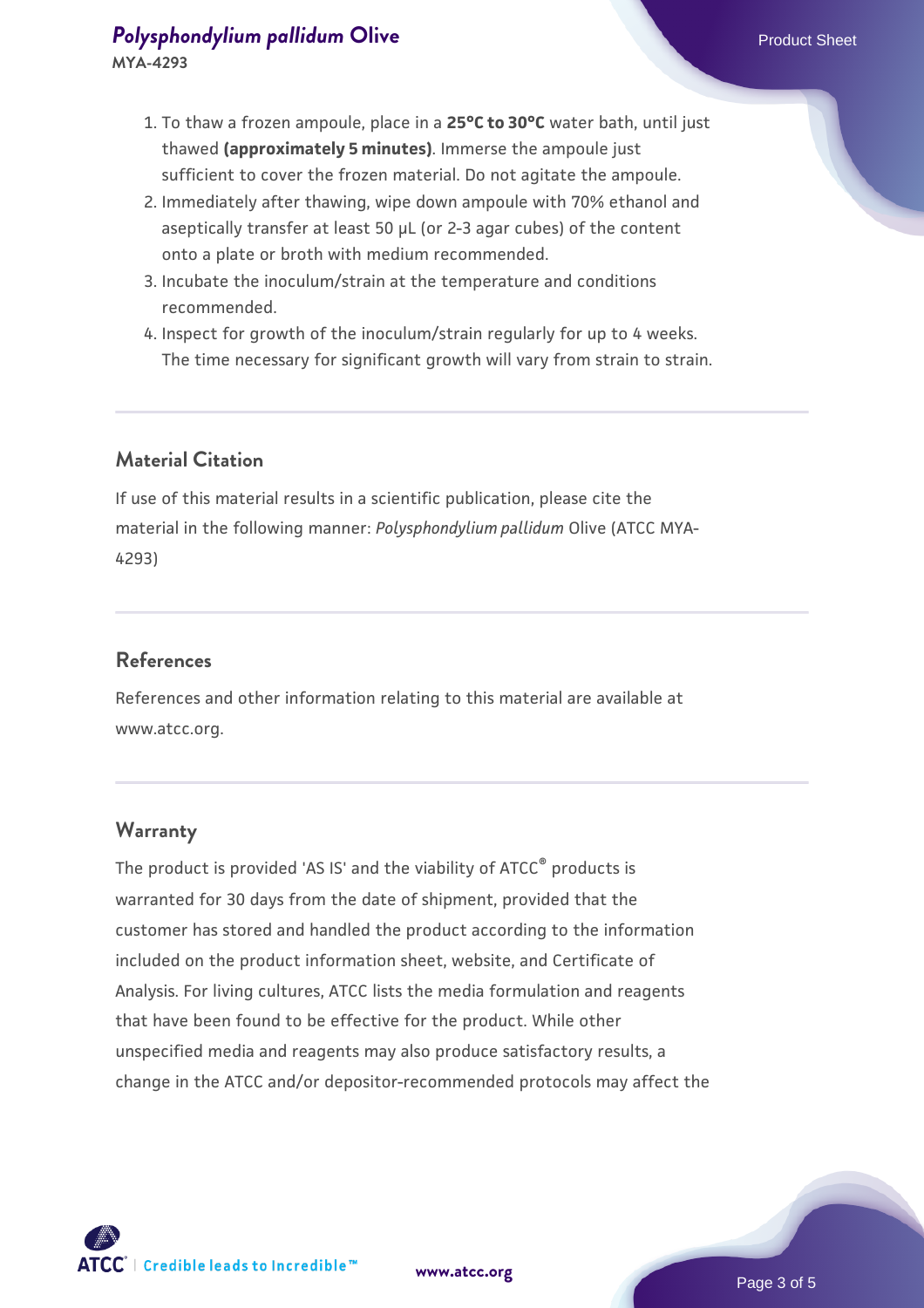1. To thaw a frozen ampoule, place in a **25°C to 30°C** water bath, until just thawed **(approximately 5 minutes)**. Immerse the ampoule just sufficient to cover the frozen material. Do not agitate the ampoule.
2. Immediately after thawing, wipe down ampoule with 70% ethanol and aseptically transfer at least 50 µL (or 2-3 agar cubes) of the content onto a plate or broth with medium recommended.
3. Incubate the inoculum/strain at the temperature and conditions recommended.
4. Inspect for growth of the inoculum/strain regularly for up to 4 weeks. The time necessary for significant growth will vary from strain to strain.

## Material Citation

If use of this material results in a scientific publication, please cite the material in the following manner: *Polysphondylium pallidum* Olive (ATCC MYA-4293)

## References

References and other information relating to this material are available at www.atcc.org.

## Warranty

The product is provided 'AS IS' and the viability of ATCC® products is warranted for 30 days from the date of shipment, provided that the customer has stored and handled the product according to the information included on the product information sheet, website, and Certificate of Analysis. For living cultures, ATCC lists the media formulation and reagents that have been found to be effective for the product. While other unspecified media and reagents may also produce satisfactory results, a change in the ATCC and/or depositor-recommended protocols may affect the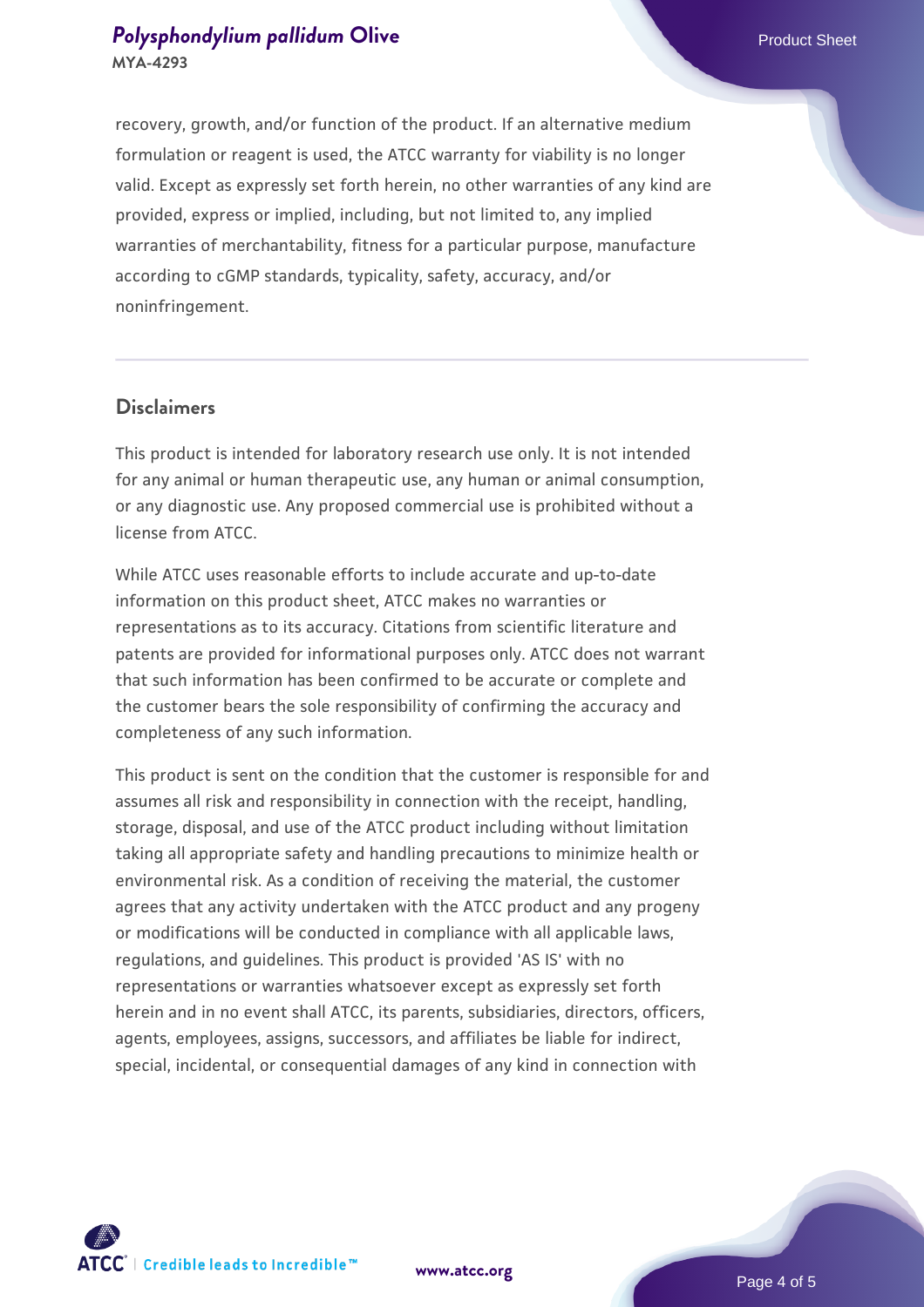recovery, growth, and/or function of the product. If an alternative medium formulation or reagent is used, the ATCC warranty for viability is no longer valid. Except as expressly set forth herein, no other warranties of any kind are provided, express or implied, including, but not limited to, any implied warranties of merchantability, fitness for a particular purpose, manufacture according to cGMP standards, typicality, safety, accuracy, and/or noninfringement.

## Disclaimers

This product is intended for laboratory research use only. It is not intended for any animal or human therapeutic use, any human or animal consumption, or any diagnostic use. Any proposed commercial use is prohibited without a license from ATCC.

While ATCC uses reasonable efforts to include accurate and up-to-date information on this product sheet, ATCC makes no warranties or representations as to its accuracy. Citations from scientific literature and patents are provided for informational purposes only. ATCC does not warrant that such information has been confirmed to be accurate or complete and the customer bears the sole responsibility of confirming the accuracy and completeness of any such information.

This product is sent on the condition that the customer is responsible for and assumes all risk and responsibility in connection with the receipt, handling, storage, disposal, and use of the ATCC product including without limitation taking all appropriate safety and handling precautions to minimize health or environmental risk. As a condition of receiving the material, the customer agrees that any activity undertaken with the ATCC product and any progeny or modifications will be conducted in compliance with all applicable laws, regulations, and guidelines. This product is provided 'AS IS' with no representations or warranties whatsoever except as expressly set forth herein and in no event shall ATCC, its parents, subsidiaries, directors, officers, agents, employees, assigns, successors, and affiliates be liable for indirect, special, incidental, or consequential damages of any kind in connection with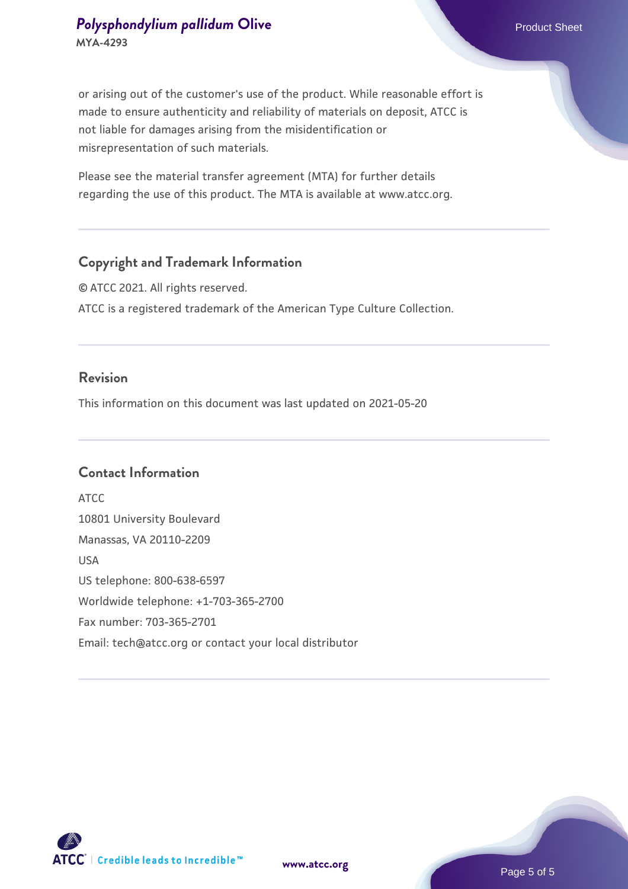or arising out of the customer's use of the product. While reasonable effort is made to ensure authenticity and reliability of materials on deposit, ATCC is not liable for damages arising from the misidentification or misrepresentation of such materials.

Please see the material transfer agreement (MTA) for further details regarding the use of this product. The MTA is available at www.atcc.org.

## Copyright and Trademark Information

© ATCC 2021. All rights reserved.

ATCC is a registered trademark of the American Type Culture Collection.

## Revision

This information on this document was last updated on 2021-05-20

## Contact Information

ATCC
10801 University Boulevard
Manassas, VA 20110-2209
USA
US telephone: 800-638-6597
Worldwide telephone: +1-703-365-2700
Fax number: 703-365-2701
Email: tech@atcc.org or contact your local distributor